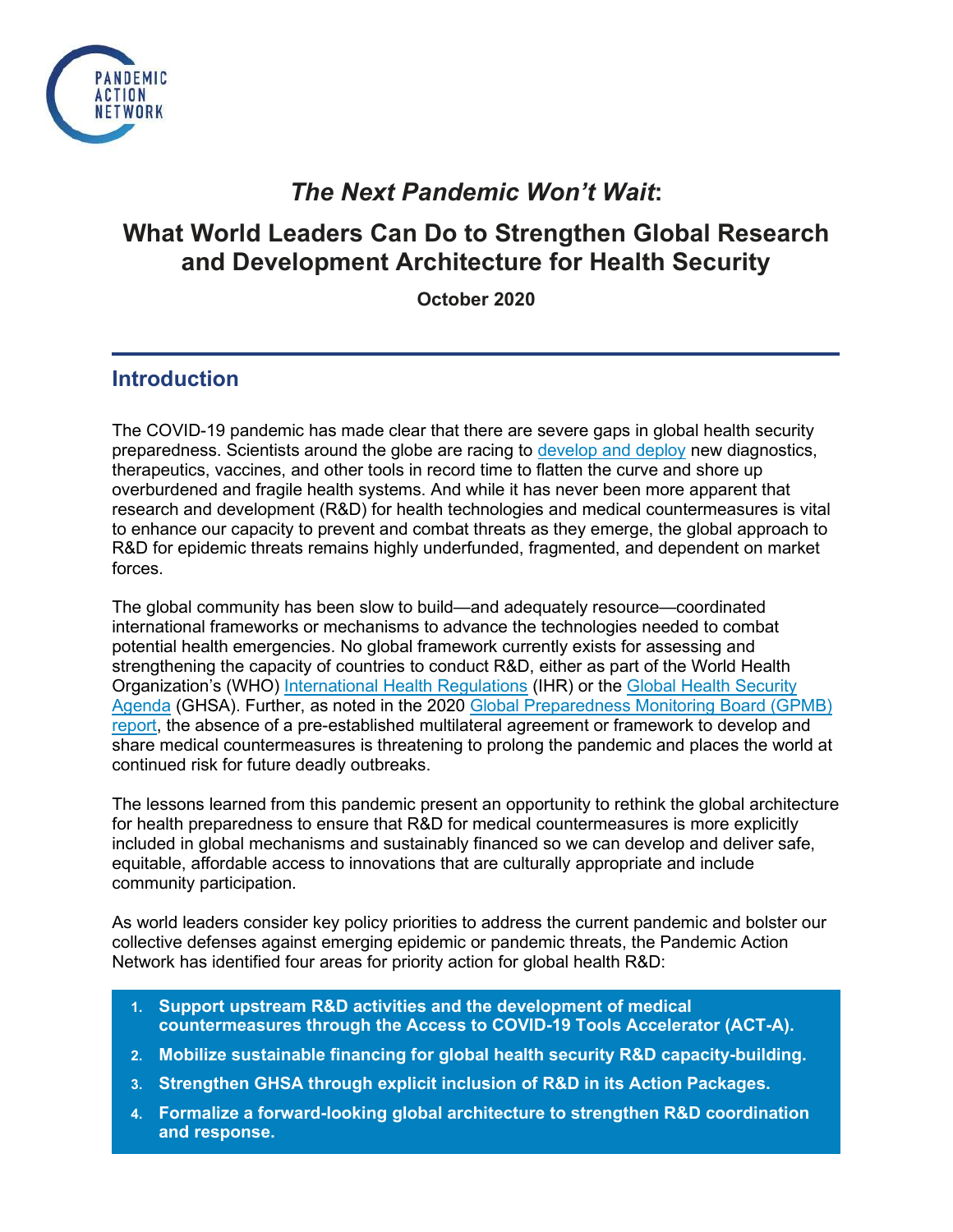# *The Next Pandemic Won't Wait*:

## What World Leaders Can Do to Strengthen Global Research and Development Architecture for Health Security

**October 2020**

## Introduction

The COVID-19 pandemic has made clear that there are severe gaps in global health security preparedness. Scientists around the globe are racing to develop and deploy new diagnostics, therapeutics, vaccines, and other tools in record time to flatten the curve and shore up overburdened and fragile health systems. And while it has never been more apparent that research and development (R&D) for health technologies and medical countermeasures is vital to enhance our capacity to prevent and combat threats as they emerge, the global approach to R&D for epidemic threats remains highly underfunded, fragmented, and dependent on market forces.

The global community has been slow to build—and adequately resource—coordinated international frameworks or mechanisms to advance the technologies needed to combat potential health emergencies. No global framework currently exists for assessing and strengthening the capacity of countries to conduct R&D, either as part of the World Health Organization's (WHO) International Health Regulations (IHR) or the Global Health Security Agenda (GHSA). Further, as noted in the 2020 Global Preparedness Monitoring Board (GPMB) report, the absence of a pre-established multilateral agreement or framework to develop and share medical countermeasures is threatening to prolong the pandemic and places the world at continued risk for future deadly outbreaks.

The lessons learned from this pandemic present an opportunity to rethink the global architecture for health preparedness to ensure that R&D for medical countermeasures is more explicitly included in global mechanisms and sustainably financed so we can develop and deliver safe, equitable, affordable access to innovations that are culturally appropriate and include community participation.

As world leaders consider key policy priorities to address the current pandemic and bolster our collective defenses against emerging epidemic or pandemic threats, the Pandemic Action Network has identified four areas for priority action for global health R&D:

1. **Support upstream R&D activities and the development of medical countermeasures through the Access to COVID-19 Tools Accelerator (ACT-A).**
2. **Mobilize sustainable financing for global health security R&D capacity-building.**
3. **Strengthen GHSA through explicit inclusion of R&D in its Action Packages.**
4. **Formalize a forward-looking global architecture to strengthen R&D coordination and response.**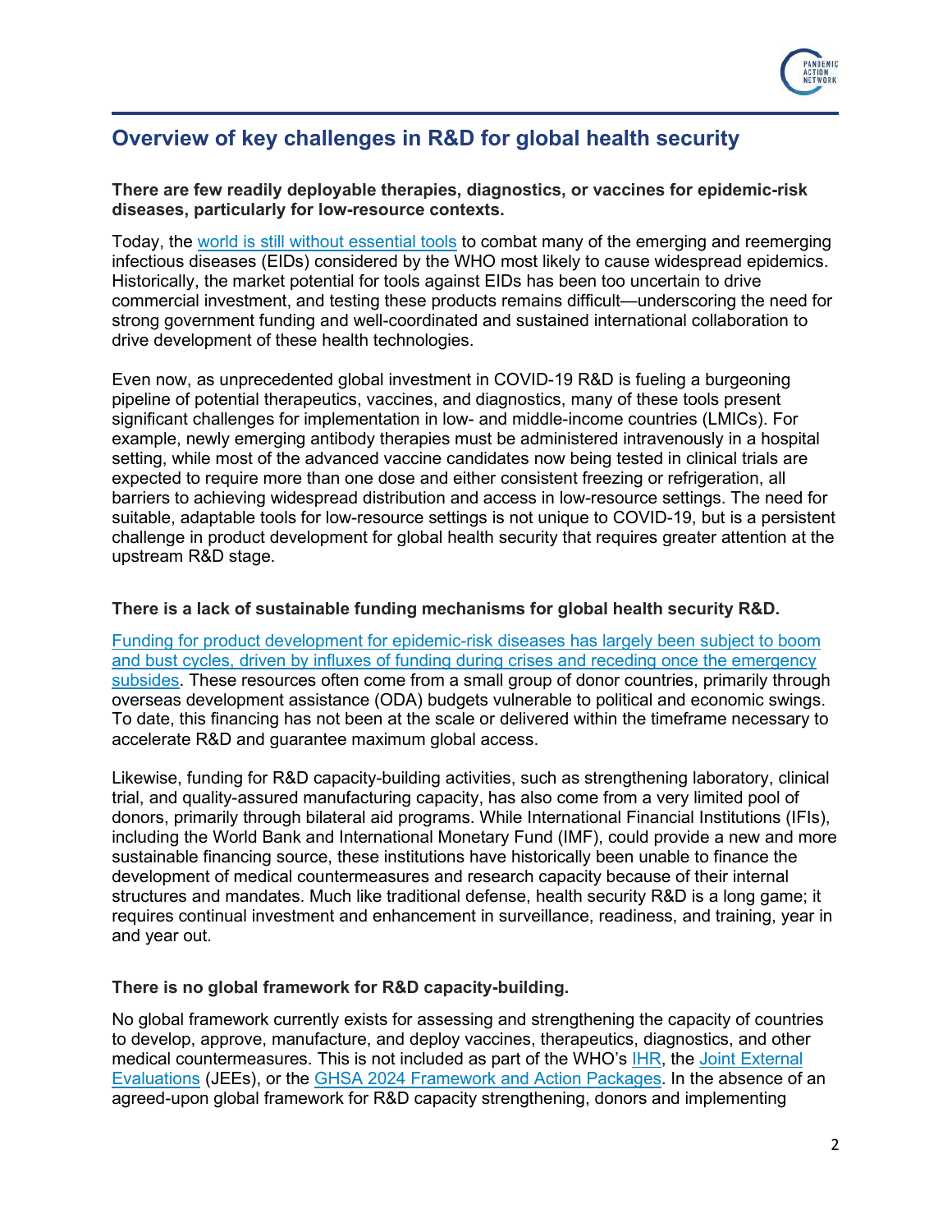## Overview of key challenges in R&D for global health security

**There are few readily deployable therapies, diagnostics, or vaccines for epidemic-risk diseases, particularly for low-resource contexts.**

Today, the world is still without essential tools to combat many of the emerging and reemerging infectious diseases (EIDs) considered by the WHO most likely to cause widespread epidemics. Historically, the market potential for tools against EIDs has been too uncertain to drive commercial investment, and testing these products remains difficult—underscoring the need for strong government funding and well-coordinated and sustained international collaboration to drive development of these health technologies.

Even now, as unprecedented global investment in COVID-19 R&D is fueling a burgeoning pipeline of potential therapeutics, vaccines, and diagnostics, many of these tools present significant challenges for implementation in low- and middle-income countries (LMICs). For example, newly emerging antibody therapies must be administered intravenously in a hospital setting, while most of the advanced vaccine candidates now being tested in clinical trials are expected to require more than one dose and either consistent freezing or refrigeration, all barriers to achieving widespread distribution and access in low-resource settings. The need for suitable, adaptable tools for low-resource settings is not unique to COVID-19, but is a persistent challenge in product development for global health security that requires greater attention at the upstream R&D stage.

**There is a lack of sustainable funding mechanisms for global health security R&D.**

Funding for product development for epidemic-risk diseases has largely been subject to boom and bust cycles, driven by influxes of funding during crises and receding once the emergency subsides. These resources often come from a small group of donor countries, primarily through overseas development assistance (ODA) budgets vulnerable to political and economic swings. To date, this financing has not been at the scale or delivered within the timeframe necessary to accelerate R&D and guarantee maximum global access.

Likewise, funding for R&D capacity-building activities, such as strengthening laboratory, clinical trial, and quality-assured manufacturing capacity, has also come from a very limited pool of donors, primarily through bilateral aid programs. While International Financial Institutions (IFIs), including the World Bank and International Monetary Fund (IMF), could provide a new and more sustainable financing source, these institutions have historically been unable to finance the development of medical countermeasures and research capacity because of their internal structures and mandates. Much like traditional defense, health security R&D is a long game; it requires continual investment and enhancement in surveillance, readiness, and training, year in and year out.

**There is no global framework for R&D capacity-building.**

No global framework currently exists for assessing and strengthening the capacity of countries to develop, approve, manufacture, and deploy vaccines, therapeutics, diagnostics, and other medical countermeasures. This is not included as part of the WHO's IHR, the Joint External Evaluations (JEEs), or the GHSA 2024 Framework and Action Packages. In the absence of an agreed-upon global framework for R&D capacity strengthening, donors and implementing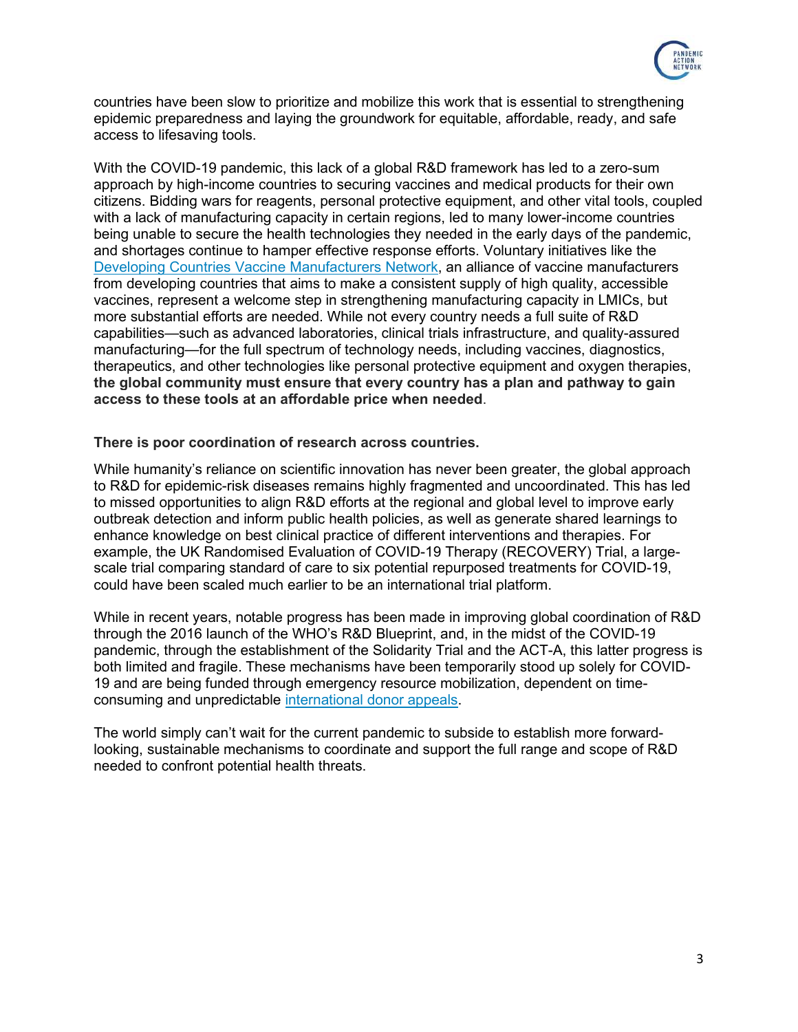countries have been slow to prioritize and mobilize this work that is essential to strengthening epidemic preparedness and laying the groundwork for equitable, affordable, ready, and safe access to lifesaving tools.

With the COVID-19 pandemic, this lack of a global R&D framework has led to a zero-sum approach by high-income countries to securing vaccines and medical products for their own citizens. Bidding wars for reagents, personal protective equipment, and other vital tools, coupled with a lack of manufacturing capacity in certain regions, led to many lower-income countries being unable to secure the health technologies they needed in the early days of the pandemic, and shortages continue to hamper effective response efforts. Voluntary initiatives like the [Developing Countries Vaccine Manufacturers Network](), an alliance of vaccine manufacturers from developing countries that aims to make a consistent supply of high quality, accessible vaccines, represent a welcome step in strengthening manufacturing capacity in LMICs, but more substantial efforts are needed. While not every country needs a full suite of R&D capabilities—such as advanced laboratories, clinical trials infrastructure, and quality-assured manufacturing—for the full spectrum of technology needs, including vaccines, diagnostics, therapeutics, and other technologies like personal protective equipment and oxygen therapies, **the global community must ensure that every country has a plan and pathway to gain access to these tools at an affordable price when needed**.

**There is poor coordination of research across countries.**

While humanity's reliance on scientific innovation has never been greater, the global approach to R&D for epidemic-risk diseases remains highly fragmented and uncoordinated. This has led to missed opportunities to align R&D efforts at the regional and global level to improve early outbreak detection and inform public health policies, as well as generate shared learnings to enhance knowledge on best clinical practice of different interventions and therapies. For example, the UK Randomised Evaluation of COVID-19 Therapy (RECOVERY) Trial, a large-scale trial comparing standard of care to six potential repurposed treatments for COVID-19, could have been scaled much earlier to be an international trial platform.

While in recent years, notable progress has been made in improving global coordination of R&D through the 2016 launch of the WHO's R&D Blueprint, and, in the midst of the COVID-19 pandemic, through the establishment of the Solidarity Trial and the ACT-A, this latter progress is both limited and fragile. These mechanisms have been temporarily stood up solely for COVID-19 and are being funded through emergency resource mobilization, dependent on time-consuming and unpredictable [international donor appeals]().

The world simply can't wait for the current pandemic to subside to establish more forward-looking, sustainable mechanisms to coordinate and support the full range and scope of R&D needed to confront potential health threats.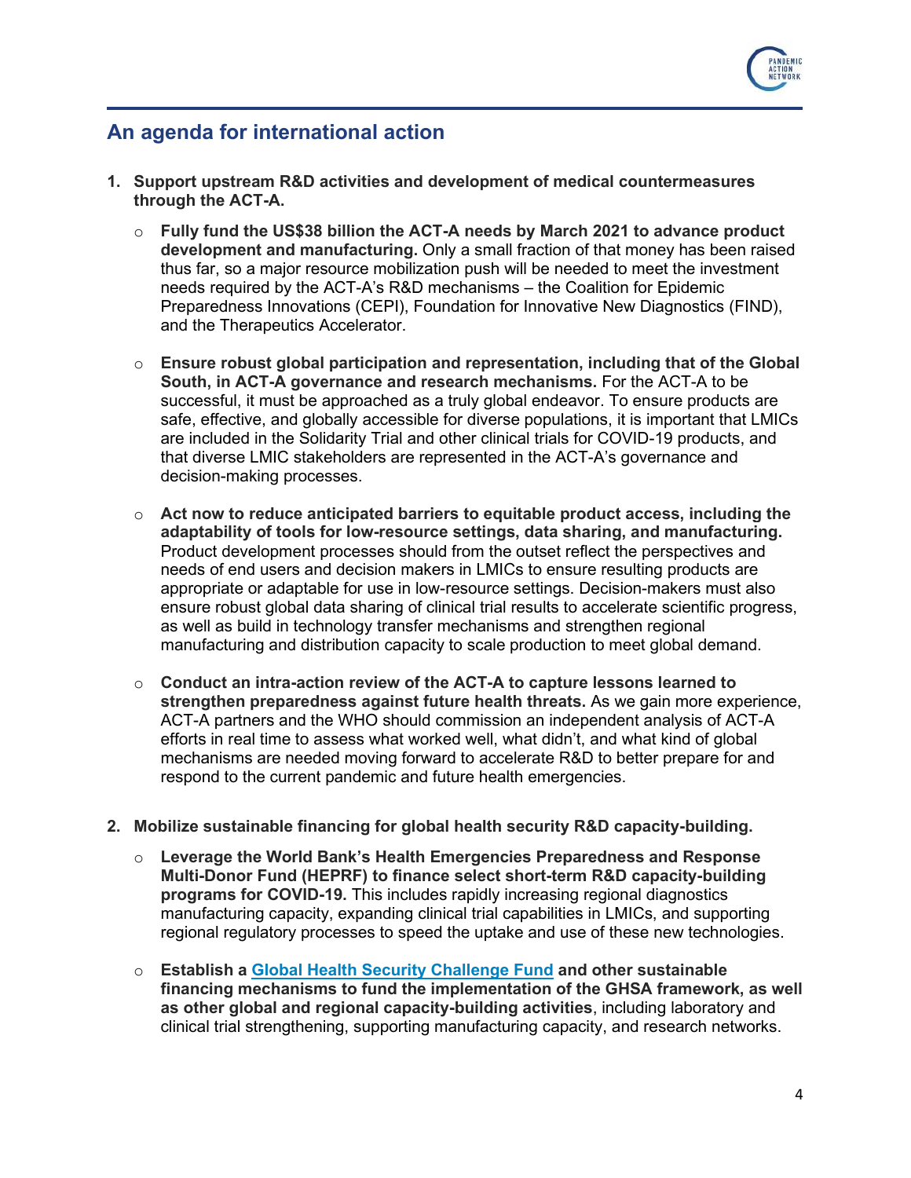## An agenda for international action

1. **Support upstream R&D activities and development of medical countermeasures through the ACT-A.**
   - **Fully fund the US$38 billion the ACT-A needs by March 2021 to advance product development and manufacturing.** Only a small fraction of that money has been raised thus far, so a major resource mobilization push will be needed to meet the investment needs required by the ACT-A's R&D mechanisms – the Coalition for Epidemic Preparedness Innovations (CEPI), Foundation for Innovative New Diagnostics (FIND), and the Therapeutics Accelerator.
   - **Ensure robust global participation and representation, including that of the Global South, in ACT-A governance and research mechanisms.** For the ACT-A to be successful, it must be approached as a truly global endeavor. To ensure products are safe, effective, and globally accessible for diverse populations, it is important that LMICs are included in the Solidarity Trial and other clinical trials for COVID-19 products, and that diverse LMIC stakeholders are represented in the ACT-A's governance and decision-making processes.
   - **Act now to reduce anticipated barriers to equitable product access, including the adaptability of tools for low-resource settings, data sharing, and manufacturing.** Product development processes should from the outset reflect the perspectives and needs of end users and decision makers in LMICs to ensure resulting products are appropriate or adaptable for use in low-resource settings. Decision-makers must also ensure robust global data sharing of clinical trial results to accelerate scientific progress, as well as build in technology transfer mechanisms and strengthen regional manufacturing and distribution capacity to scale production to meet global demand.
   - **Conduct an intra-action review of the ACT-A to capture lessons learned to strengthen preparedness against future health threats.** As we gain more experience, ACT-A partners and the WHO should commission an independent analysis of ACT-A efforts in real time to assess what worked well, what didn't, and what kind of global mechanisms are needed moving forward to accelerate R&D to better prepare for and respond to the current pandemic and future health emergencies.

2. **Mobilize sustainable financing for global health security R&D capacity-building.**
   - **Leverage the World Bank's Health Emergencies Preparedness and Response Multi-Donor Fund (HEPRF) to finance select short-term R&D capacity-building programs for COVID-19.** This includes rapidly increasing regional diagnostics manufacturing capacity, expanding clinical trial capabilities in LMICs, and supporting regional regulatory processes to speed the uptake and use of these new technologies.
   - **Establish a Global Health Security Challenge Fund and other sustainable financing mechanisms to fund the implementation of the GHSA framework, as well as other global and regional capacity-building activities**, including laboratory and clinical trial strengthening, supporting manufacturing capacity, and research networks.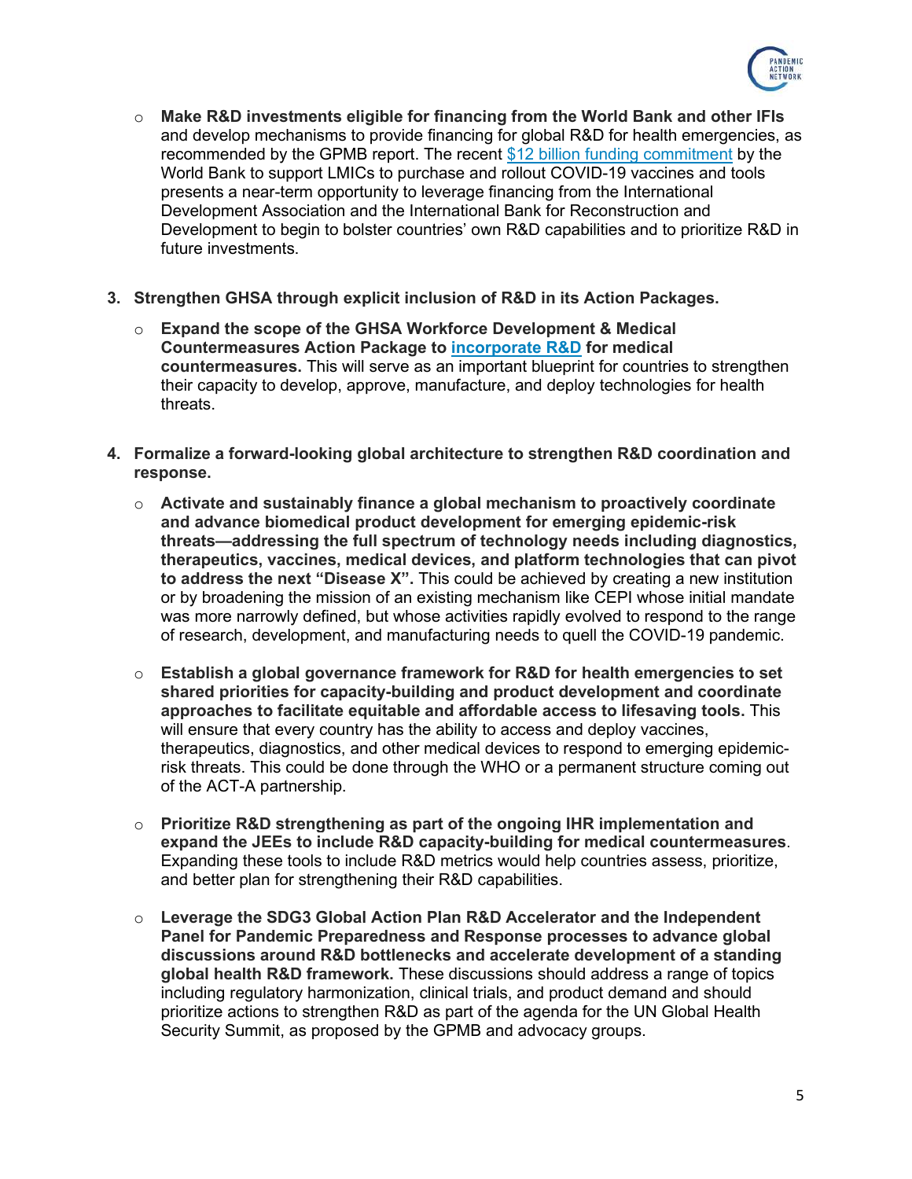- **Make R&D investments eligible for financing from the World Bank and other IFIs** and develop mechanisms to provide financing for global R&D for health emergencies, as recommended by the GPMB report. The recent $12 billion funding commitment by the World Bank to support LMICs to purchase and rollout COVID-19 vaccines and tools presents a near-term opportunity to leverage financing from the International Development Association and the International Bank for Reconstruction and Development to begin to bolster countries' own R&D capabilities and to prioritize R&D in future investments.

3. **Strengthen GHSA through explicit inclusion of R&D in its Action Packages.**

   - **Expand the scope of the GHSA Workforce Development & Medical Countermeasures Action Package to incorporate R&D for medical countermeasures.** This will serve as an important blueprint for countries to strengthen their capacity to develop, approve, manufacture, and deploy technologies for health threats.

4. **Formalize a forward-looking global architecture to strengthen R&D coordination and response.**

   - **Activate and sustainably finance a global mechanism to proactively coordinate and advance biomedical product development for emerging epidemic-risk threats—addressing the full spectrum of technology needs including diagnostics, therapeutics, vaccines, medical devices, and platform technologies that can pivot to address the next "Disease X".** This could be achieved by creating a new institution or by broadening the mission of an existing mechanism like CEPI whose initial mandate was more narrowly defined, but whose activities rapidly evolved to respond to the range of research, development, and manufacturing needs to quell the COVID-19 pandemic.

   - **Establish a global governance framework for R&D for health emergencies to set shared priorities for capacity-building and product development and coordinate approaches to facilitate equitable and affordable access to lifesaving tools.** This will ensure that every country has the ability to access and deploy vaccines, therapeutics, diagnostics, and other medical devices to respond to emerging epidemic-risk threats. This could be done through the WHO or a permanent structure coming out of the ACT-A partnership.

   - **Prioritize R&D strengthening as part of the ongoing IHR implementation and expand the JEEs to include R&D capacity-building for medical countermeasures**. Expanding these tools to include R&D metrics would help countries assess, prioritize, and better plan for strengthening their R&D capabilities.

   - **Leverage the SDG3 Global Action Plan R&D Accelerator and the Independent Panel for Pandemic Preparedness and Response processes to advance global discussions around R&D bottlenecks and accelerate development of a standing global health R&D framework.** These discussions should address a range of topics including regulatory harmonization, clinical trials, and product demand and should prioritize actions to strengthen R&D as part of the agenda for the UN Global Health Security Summit, as proposed by the GPMB and advocacy groups.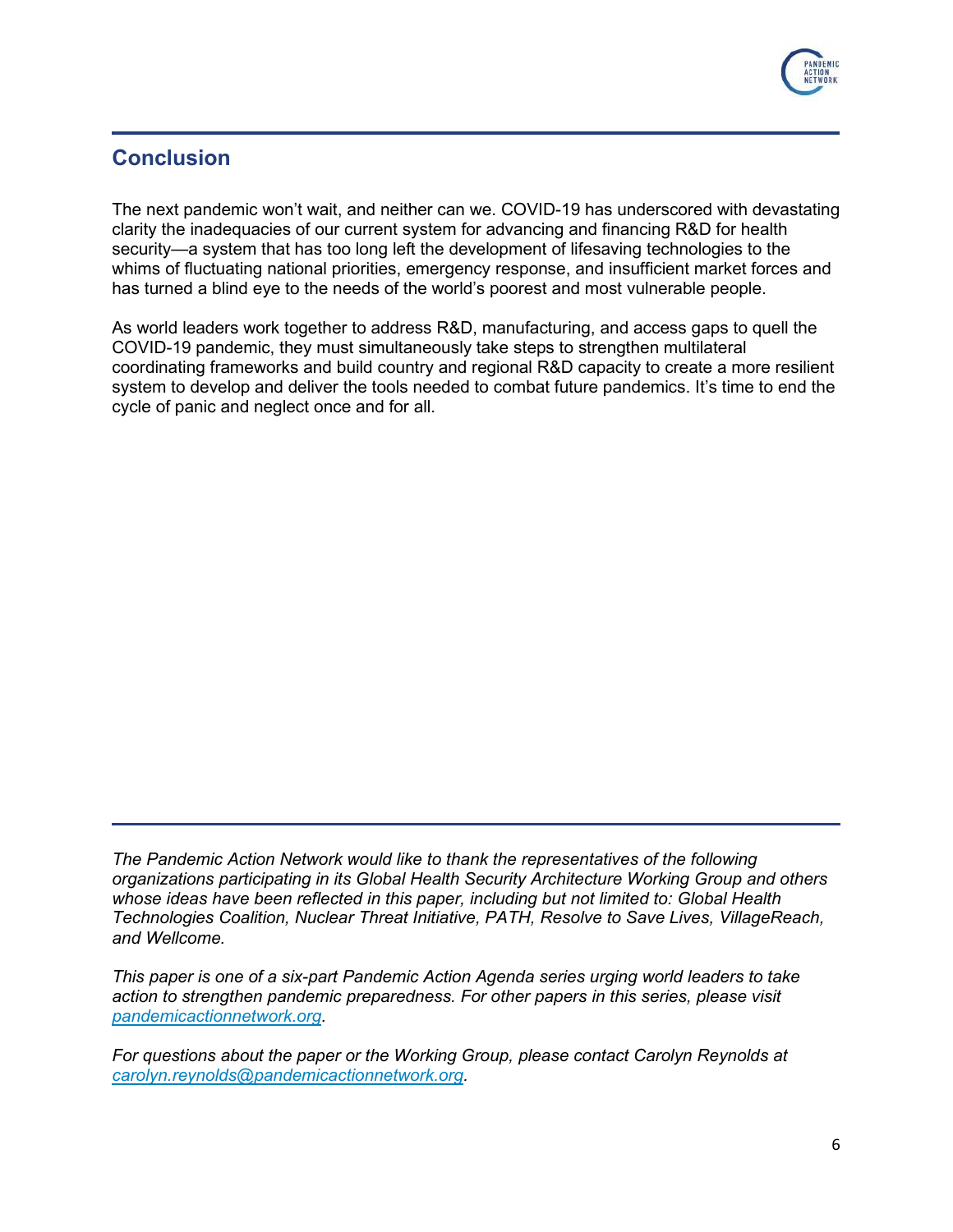## Conclusion

The next pandemic won't wait, and neither can we. COVID-19 has underscored with devastating clarity the inadequacies of our current system for advancing and financing R&D for health security—a system that has too long left the development of lifesaving technologies to the whims of fluctuating national priorities, emergency response, and insufficient market forces and has turned a blind eye to the needs of the world's poorest and most vulnerable people.

As world leaders work together to address R&D, manufacturing, and access gaps to quell the COVID-19 pandemic, they must simultaneously take steps to strengthen multilateral coordinating frameworks and build country and regional R&D capacity to create a more resilient system to develop and deliver the tools needed to combat future pandemics. It's time to end the cycle of panic and neglect once and for all.

---

*The Pandemic Action Network would like to thank the representatives of the following organizations participating in its Global Health Security Architecture Working Group and others whose ideas have been reflected in this paper, including but not limited to: Global Health Technologies Coalition, Nuclear Threat Initiative, PATH, Resolve to Save Lives, VillageReach, and Wellcome.*

*This paper is one of a six-part Pandemic Action Agenda series urging world leaders to take action to strengthen pandemic preparedness. For other papers in this series, please visit [pandemicactionnetwork.org](pandemicactionnetwork.org).*

*For questions about the paper or the Working Group, please contact Carolyn Reynolds at [carolyn.reynolds@pandemicactionnetwork.org](mailto:carolyn.reynolds@pandemicactionnetwork.org).*